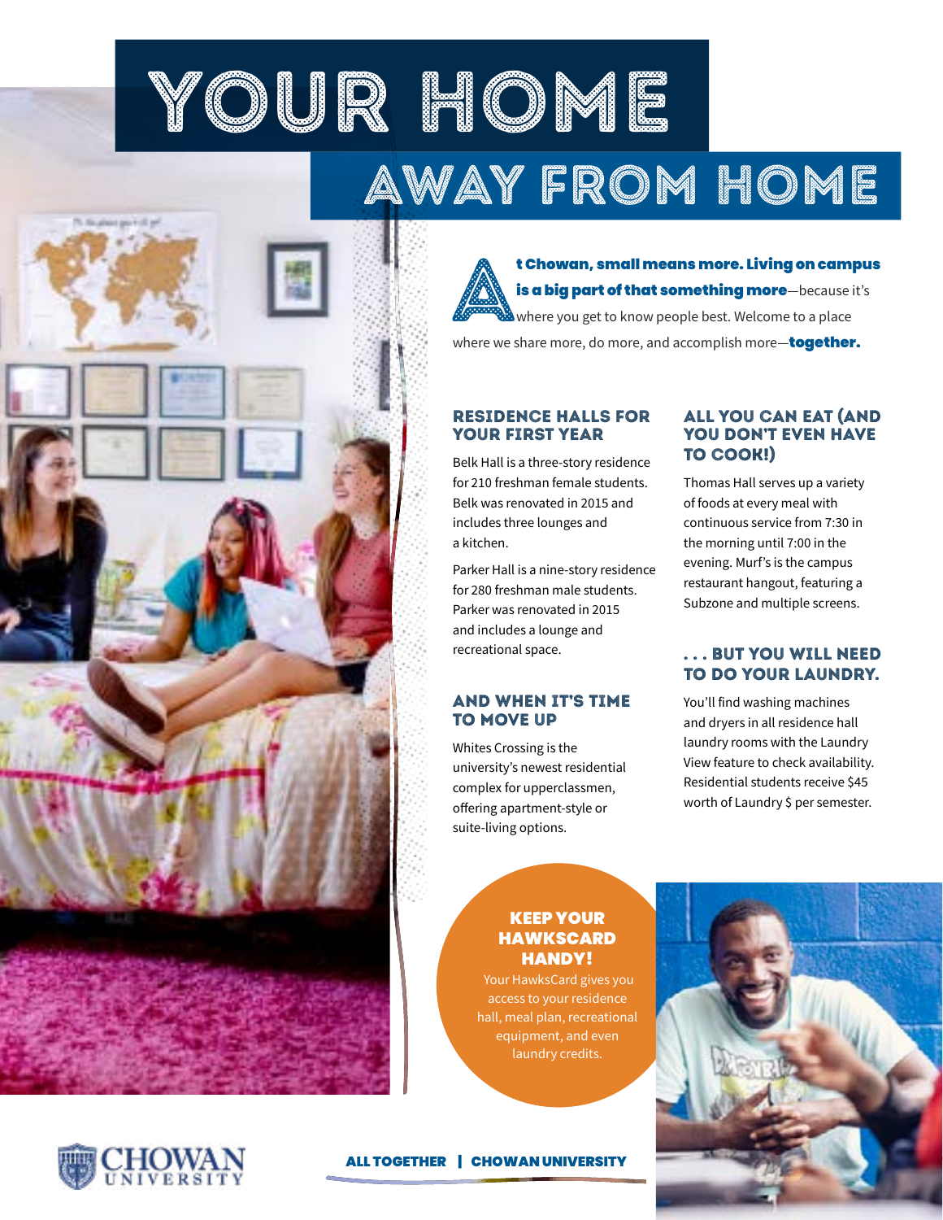# YOUR HOME AWAY FROM HOME

**At Chowan, small means more. Living on campus is a big part of that something more**—because it's where you get to know people best. Welcome to a place where we share more, do more, and accomplish more—**together.**

## RESIDENCE HALLS FOR YOUR FIRST YEAR

Belk Hall is a three-story residence for 210 freshman female students. Belk was renovated in 2015 and includes three lounges and a kitchen.

Parker Hall is a nine-story residence for 280 freshman male students. Parker was renovated in 2015 and includes a lounge and recreational space.

## AND WHEN IT'S TIME TO MOVE UP

Whites Crossing is the university's newest residential complex for upperclassmen, offering apartment-style or suite-living options.

## ALL YOU CAN EAT (AND YOU DON'T EVEN HAVE TO COOK!)

Thomas Hall serves up a variety of foods at every meal with continuous service from 7:30 in the morning until 7:00 in the evening. Murf's is the campus restaurant hangout, featuring a Subzone and multiple screens.

## . . . BUT YOU WILL NEED TO DO YOUR LAUNDRY.

You'll find washing machines and dryers in all residence hall laundry rooms with the Laundry View feature to check availability. Residential students receive $45 worth of Laundry $ per semester.

## KEEP YOUR HAWKSCARD HANDY!

Your HawksCard gives you access to your residence hall, meal plan, recreational equipment, and even laundry credits.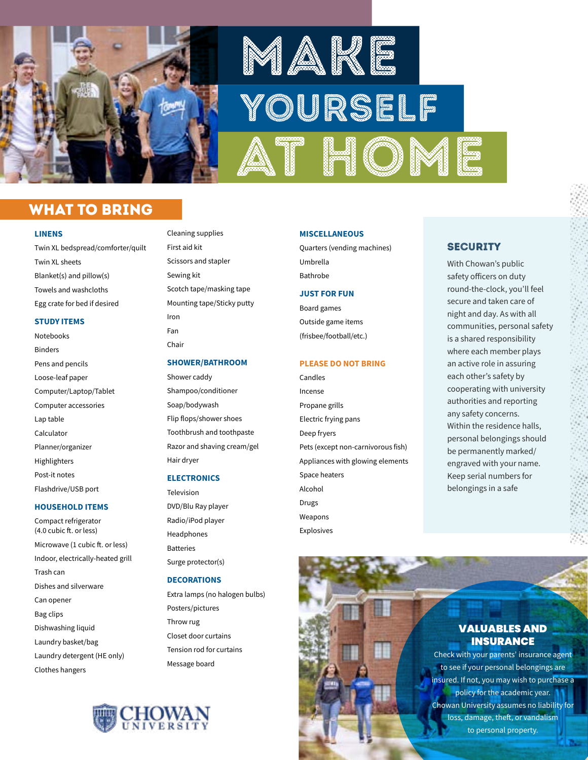# MAKE YOURSELF AT HOME

## WHAT TO BRING

### LINENS

- Twin XL bedspread/comforter/quilt
- Twin XL sheets
- Blanket(s) and pillow(s)
- Towels and washcloths
- Egg crate for bed if desired

### STUDY ITEMS

- Notebooks
- Binders
- Pens and pencils
- Loose-leaf paper
- Computer/Laptop/Tablet
- Computer accessories
- Lap table
- Calculator
- Planner/organizer
- Highlighters
- Post-it notes
- Flashdrive/USB port

### HOUSEHOLD ITEMS

- Compact refrigerator (4.0 cubic ft. or less)
- Microwave (1 cubic ft. or less)
- Indoor, electrically-heated grill
- Trash can
- Dishes and silverware
- Can opener
- Bag clips
- Dishwashing liquid
- Laundry basket/bag
- Laundry detergent (HE only)
- Clothes hangers
- Cleaning supplies
- First aid kit
- Scissors and stapler
- Sewing kit
- Scotch tape/masking tape
- Mounting tape/Sticky putty
- Iron
- Fan
- Chair

### SHOWER/BATHROOM

- Shower caddy
- Shampoo/conditioner
- Soap/bodywash
- Flip flops/shower shoes
- Toothbrush and toothpaste
- Razor and shaving cream/gel
- Hair dryer

### ELECTRONICS

- Television
- DVD/Blu Ray player
- Radio/iPod player
- Headphones
- Batteries
- Surge protector(s)

### DECORATIONS

- Extra lamps (no halogen bulbs)
- Posters/pictures
- Throw rug
- Closet door curtains
- Tension rod for curtains
- Message board

### MISCELLANEOUS

- Quarters (vending machines)
- Umbrella
- Bathrobe

### JUST FOR FUN

- Board games
- Outside game items (frisbee/football/etc.)

### PLEASE DO NOT BRING

- Candles
- Incense
- Propane grills
- Electric frying pans
- Deep fryers
- Pets (except non-carnivorous fish)
- Appliances with glowing elements
- Space heaters
- Alcohol
- Drugs
- Weapons
- Explosives

## SECURITY

With Chowan's public safety officers on duty round-the-clock, you'll feel secure and taken care of night and day. As with all communities, personal safety is a shared responsibility where each member plays an active role in assuring each other's safety by cooperating with university authorities and reporting any safety concerns. Within the residence halls, personal belongings should be permanently marked/engraved with your name. Keep serial numbers for belongings in a safe

## VALUABLES AND INSURANCE

Check with your parents' insurance agent to see if your personal belongings are insured. If not, you may wish to purchase a policy for the academic year. Chowan University assumes no liability for loss, damage, theft, or vandalism to personal property.

CHOWAN UNIVERSITY